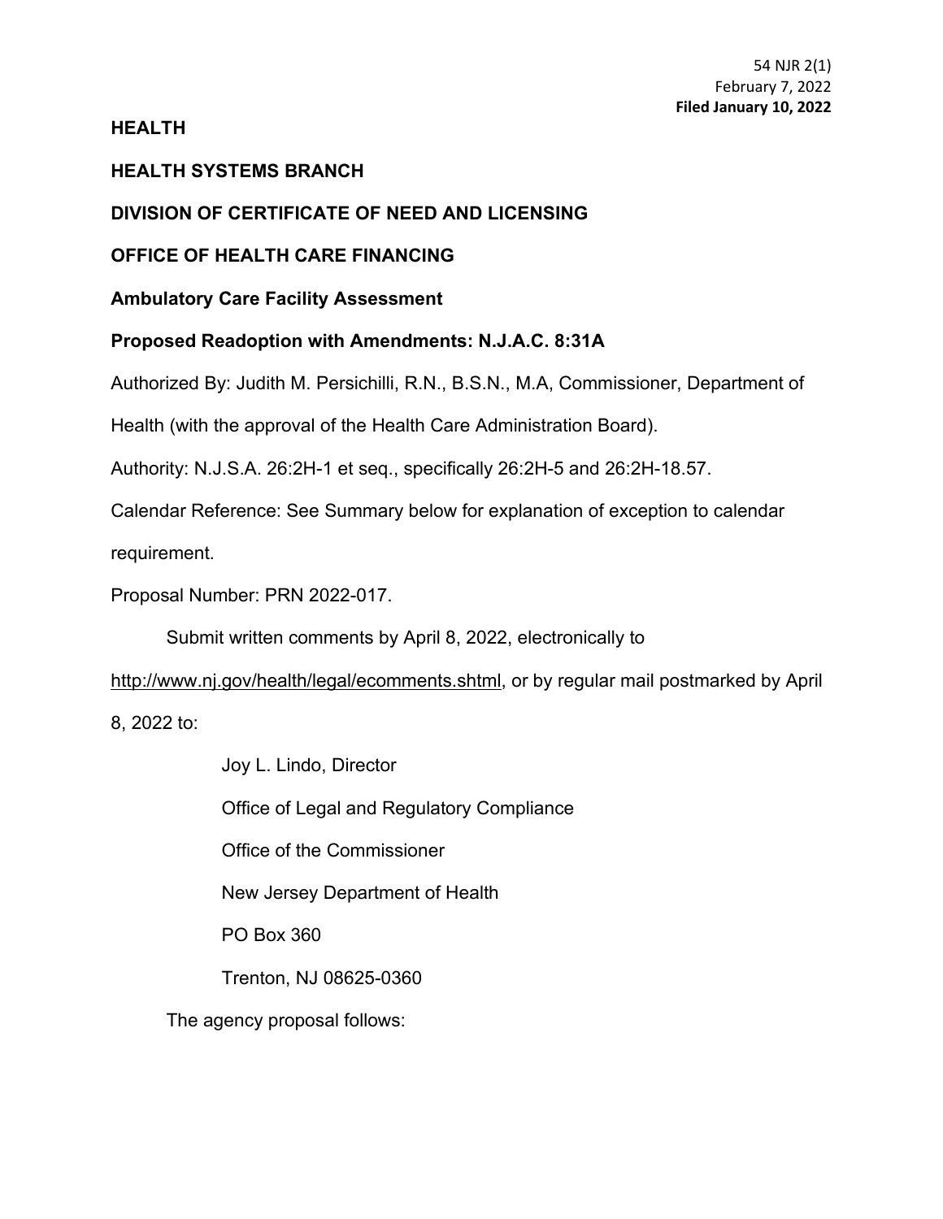54 NJR 2(1)
February 7, 2022
**Filed January 10, 2022**

**HEALTH**

**HEALTH SYSTEMS BRANCH**

**DIVISION OF CERTIFICATE OF NEED AND LICENSING**

**OFFICE OF HEALTH CARE FINANCING**

**Ambulatory Care Facility Assessment**

**Proposed Readoption with Amendments: N.J.A.C. 8:31A**

Authorized By: Judith M. Persichilli, R.N., B.S.N., M.A, Commissioner, Department of Health (with the approval of the Health Care Administration Board).

Authority: N.J.S.A. 26:2H-1 et seq., specifically 26:2H-5 and 26:2H-18.57.

Calendar Reference: See Summary below for explanation of exception to calendar requirement.

Proposal Number: PRN 2022-017.

Submit written comments by April 8, 2022, electronically to http://www.nj.gov/health/legal/ecomments.shtml, or by regular mail postmarked by April 8, 2022 to:

Joy L. Lindo, Director
Office of Legal and Regulatory Compliance
Office of the Commissioner
New Jersey Department of Health
PO Box 360
Trenton, NJ 08625-0360

The agency proposal follows: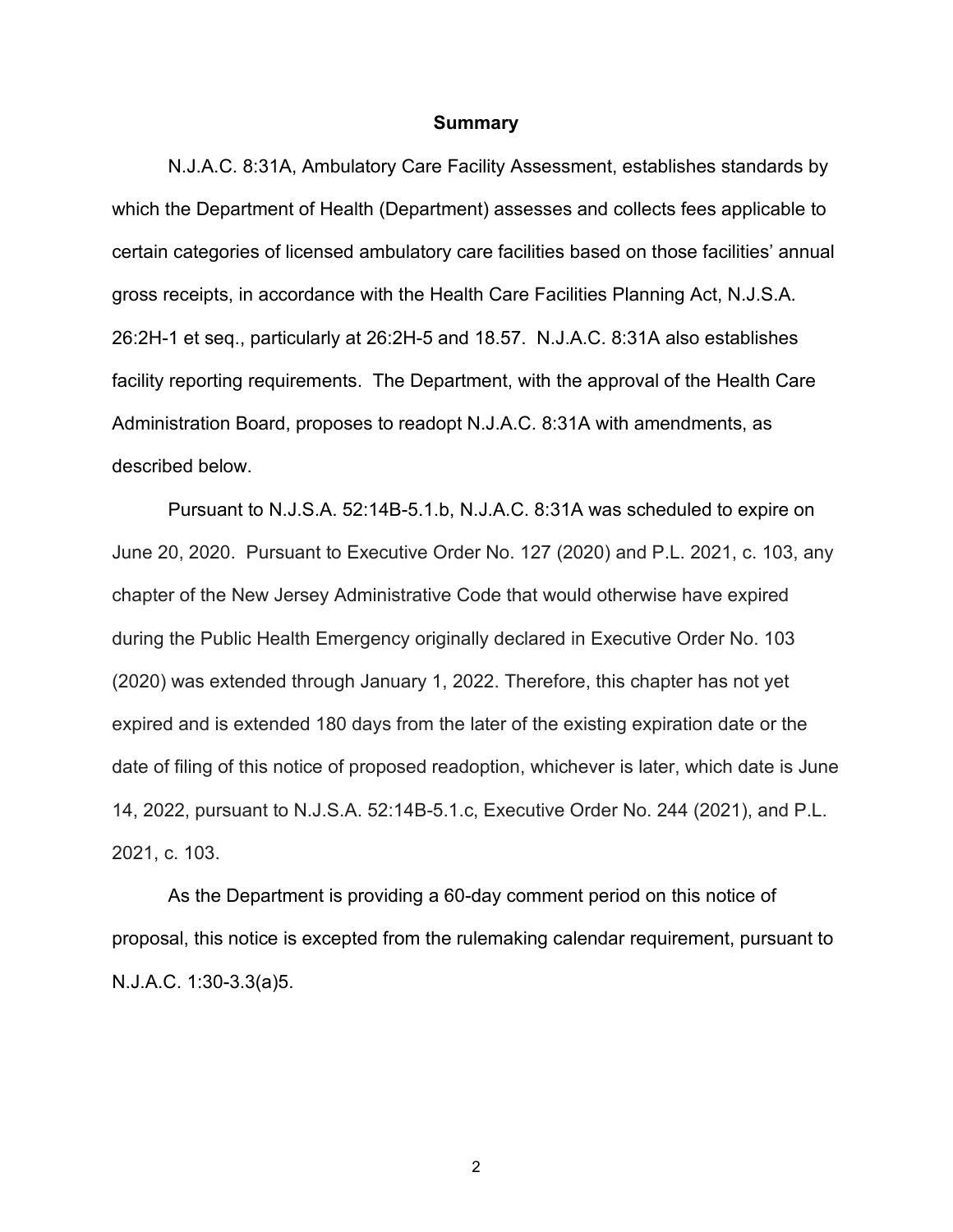## Summary

N.J.A.C. 8:31A, Ambulatory Care Facility Assessment, establishes standards by which the Department of Health (Department) assesses and collects fees applicable to certain categories of licensed ambulatory care facilities based on those facilities' annual gross receipts, in accordance with the Health Care Facilities Planning Act, N.J.S.A. 26:2H-1 et seq., particularly at 26:2H-5 and 18.57. N.J.A.C. 8:31A also establishes facility reporting requirements. The Department, with the approval of the Health Care Administration Board, proposes to readopt N.J.A.C. 8:31A with amendments, as described below.

Pursuant to N.J.S.A. 52:14B-5.1.b, N.J.A.C. 8:31A was scheduled to expire on June 20, 2020. Pursuant to Executive Order No. 127 (2020) and P.L. 2021, c. 103, any chapter of the New Jersey Administrative Code that would otherwise have expired during the Public Health Emergency originally declared in Executive Order No. 103 (2020) was extended through January 1, 2022. Therefore, this chapter has not yet expired and is extended 180 days from the later of the existing expiration date or the date of filing of this notice of proposed readoption, whichever is later, which date is June 14, 2022, pursuant to N.J.S.A. 52:14B-5.1.c, Executive Order No. 244 (2021), and P.L. 2021, c. 103.

As the Department is providing a 60-day comment period on this notice of proposal, this notice is excepted from the rulemaking calendar requirement, pursuant to N.J.A.C. 1:30-3.3(a)5.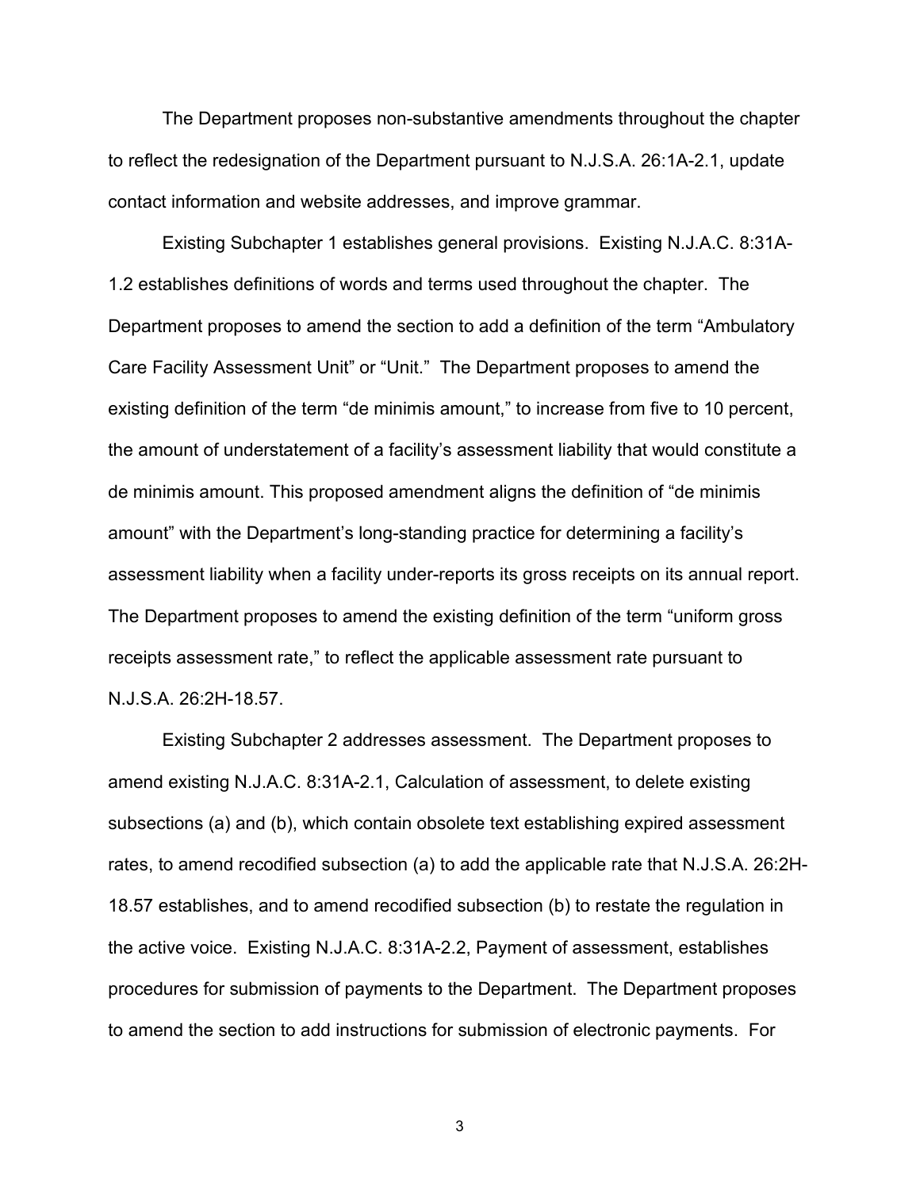The Department proposes non-substantive amendments throughout the chapter to reflect the redesignation of the Department pursuant to N.J.S.A. 26:1A-2.1, update contact information and website addresses, and improve grammar.

Existing Subchapter 1 establishes general provisions. Existing N.J.A.C. 8:31A-1.2 establishes definitions of words and terms used throughout the chapter. The Department proposes to amend the section to add a definition of the term "Ambulatory Care Facility Assessment Unit" or "Unit." The Department proposes to amend the existing definition of the term "de minimis amount," to increase from five to 10 percent, the amount of understatement of a facility's assessment liability that would constitute a de minimis amount. This proposed amendment aligns the definition of "de minimis amount" with the Department's long-standing practice for determining a facility's assessment liability when a facility under-reports its gross receipts on its annual report. The Department proposes to amend the existing definition of the term "uniform gross receipts assessment rate," to reflect the applicable assessment rate pursuant to N.J.S.A. 26:2H-18.57.

Existing Subchapter 2 addresses assessment. The Department proposes to amend existing N.J.A.C. 8:31A-2.1, Calculation of assessment, to delete existing subsections (a) and (b), which contain obsolete text establishing expired assessment rates, to amend recodified subsection (a) to add the applicable rate that N.J.S.A. 26:2H-18.57 establishes, and to amend recodified subsection (b) to restate the regulation in the active voice. Existing N.J.A.C. 8:31A-2.2, Payment of assessment, establishes procedures for submission of payments to the Department. The Department proposes to amend the section to add instructions for submission of electronic payments. For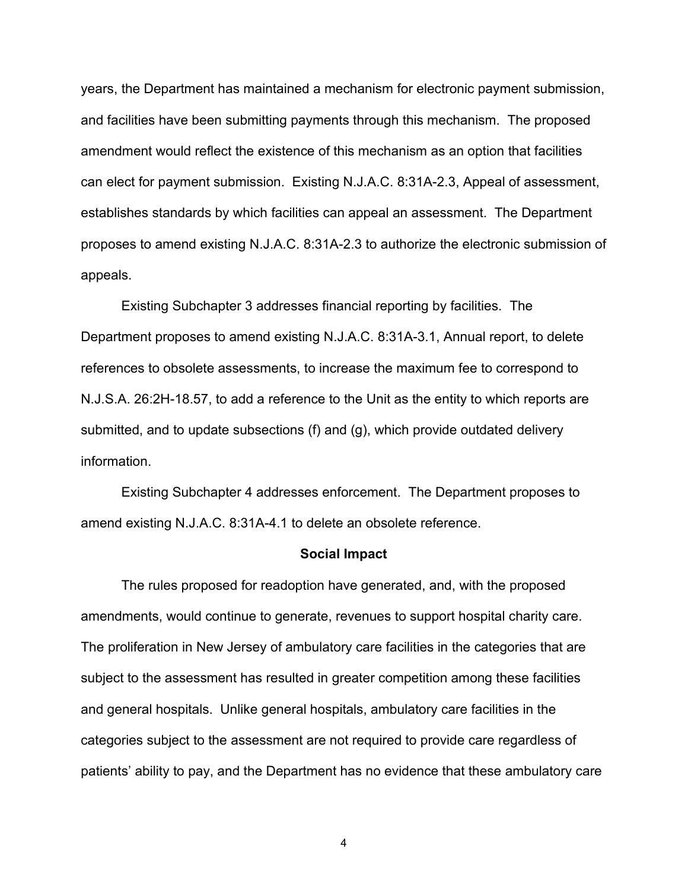years, the Department has maintained a mechanism for electronic payment submission, and facilities have been submitting payments through this mechanism. The proposed amendment would reflect the existence of this mechanism as an option that facilities can elect for payment submission. Existing N.J.A.C. 8:31A-2.3, Appeal of assessment, establishes standards by which facilities can appeal an assessment. The Department proposes to amend existing N.J.A.C. 8:31A-2.3 to authorize the electronic submission of appeals.

Existing Subchapter 3 addresses financial reporting by facilities. The Department proposes to amend existing N.J.A.C. 8:31A-3.1, Annual report, to delete references to obsolete assessments, to increase the maximum fee to correspond to N.J.S.A. 26:2H-18.57, to add a reference to the Unit as the entity to which reports are submitted, and to update subsections (f) and (g), which provide outdated delivery information.

Existing Subchapter 4 addresses enforcement. The Department proposes to amend existing N.J.A.C. 8:31A-4.1 to delete an obsolete reference.

**Social Impact**

The rules proposed for readoption have generated, and, with the proposed amendments, would continue to generate, revenues to support hospital charity care. The proliferation in New Jersey of ambulatory care facilities in the categories that are subject to the assessment has resulted in greater competition among these facilities and general hospitals. Unlike general hospitals, ambulatory care facilities in the categories subject to the assessment are not required to provide care regardless of patients' ability to pay, and the Department has no evidence that these ambulatory care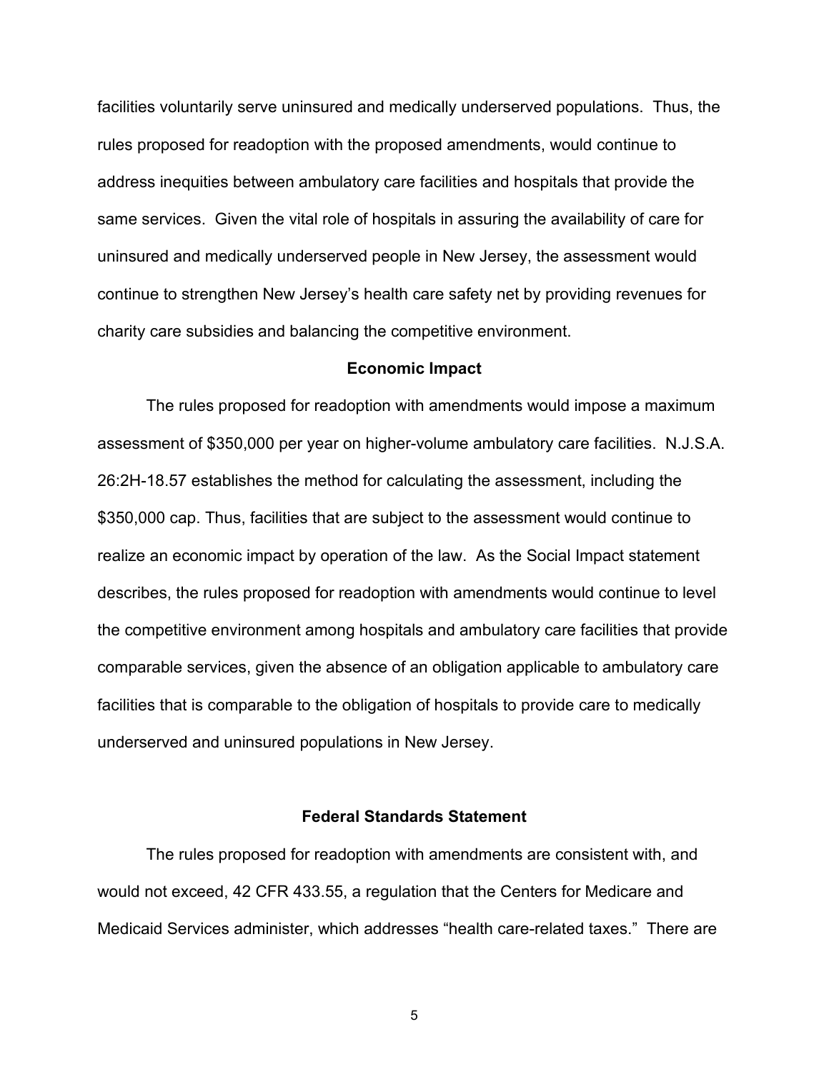facilities voluntarily serve uninsured and medically underserved populations. Thus, the rules proposed for readoption with the proposed amendments, would continue to address inequities between ambulatory care facilities and hospitals that provide the same services. Given the vital role of hospitals in assuring the availability of care for uninsured and medically underserved people in New Jersey, the assessment would continue to strengthen New Jersey's health care safety net by providing revenues for charity care subsidies and balancing the competitive environment.

**Economic Impact**

The rules proposed for readoption with amendments would impose a maximum assessment of $350,000 per year on higher-volume ambulatory care facilities. N.J.S.A. 26:2H-18.57 establishes the method for calculating the assessment, including the $350,000 cap. Thus, facilities that are subject to the assessment would continue to realize an economic impact by operation of the law. As the Social Impact statement describes, the rules proposed for readoption with amendments would continue to level the competitive environment among hospitals and ambulatory care facilities that provide comparable services, given the absence of an obligation applicable to ambulatory care facilities that is comparable to the obligation of hospitals to provide care to medically underserved and uninsured populations in New Jersey.

**Federal Standards Statement**

The rules proposed for readoption with amendments are consistent with, and would not exceed, 42 CFR 433.55, a regulation that the Centers for Medicare and Medicaid Services administer, which addresses "health care-related taxes." There are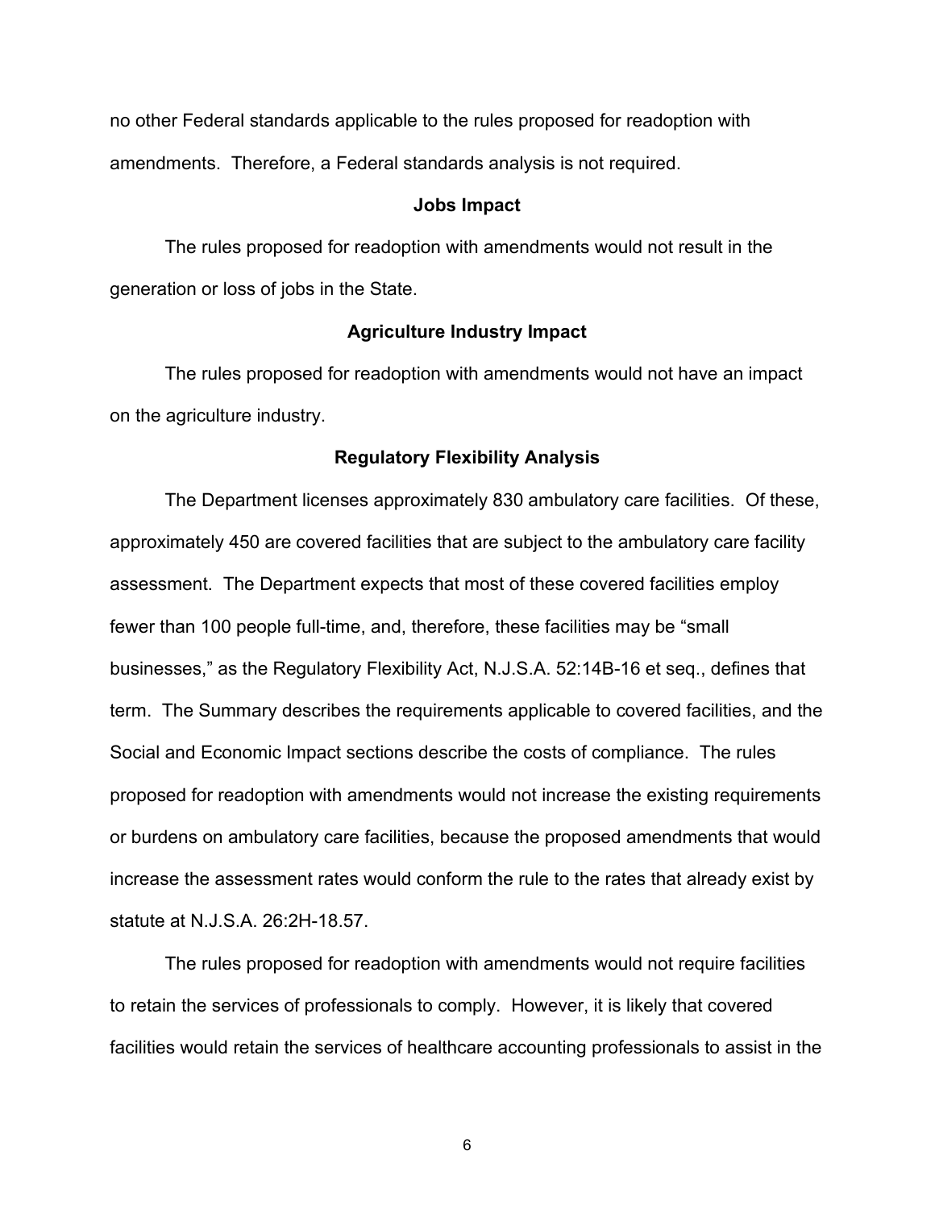no other Federal standards applicable to the rules proposed for readoption with amendments. Therefore, a Federal standards analysis is not required.

### Jobs Impact

The rules proposed for readoption with amendments would not result in the generation or loss of jobs in the State.

### Agriculture Industry Impact

The rules proposed for readoption with amendments would not have an impact on the agriculture industry.

### Regulatory Flexibility Analysis

The Department licenses approximately 830 ambulatory care facilities. Of these, approximately 450 are covered facilities that are subject to the ambulatory care facility assessment. The Department expects that most of these covered facilities employ fewer than 100 people full-time, and, therefore, these facilities may be "small businesses," as the Regulatory Flexibility Act, N.J.S.A. 52:14B-16 et seq., defines that term. The Summary describes the requirements applicable to covered facilities, and the Social and Economic Impact sections describe the costs of compliance. The rules proposed for readoption with amendments would not increase the existing requirements or burdens on ambulatory care facilities, because the proposed amendments that would increase the assessment rates would conform the rule to the rates that already exist by statute at N.J.S.A. 26:2H-18.57.

The rules proposed for readoption with amendments would not require facilities to retain the services of professionals to comply. However, it is likely that covered facilities would retain the services of healthcare accounting professionals to assist in the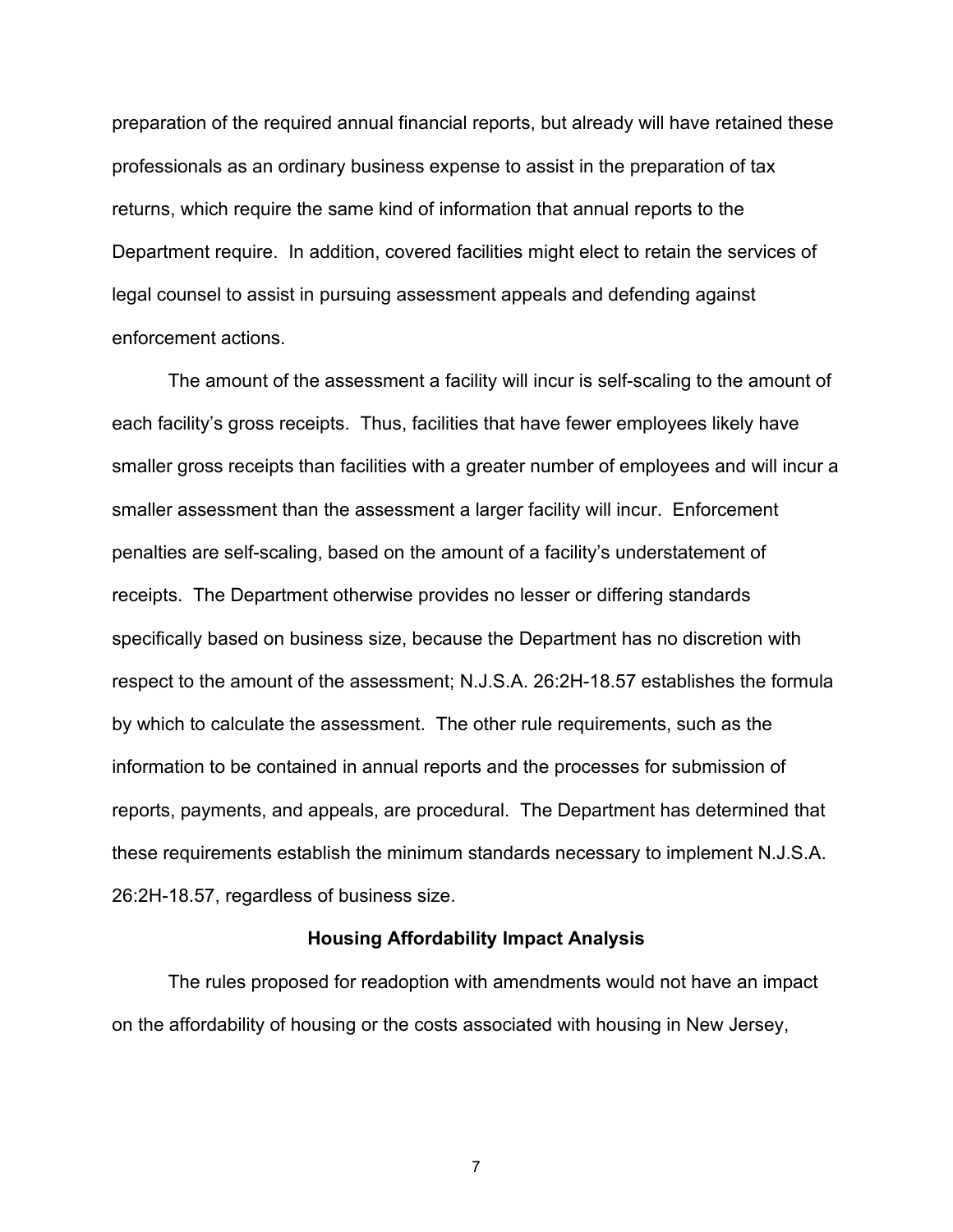preparation of the required annual financial reports, but already will have retained these professionals as an ordinary business expense to assist in the preparation of tax returns, which require the same kind of information that annual reports to the Department require. In addition, covered facilities might elect to retain the services of legal counsel to assist in pursuing assessment appeals and defending against enforcement actions.

The amount of the assessment a facility will incur is self-scaling to the amount of each facility's gross receipts. Thus, facilities that have fewer employees likely have smaller gross receipts than facilities with a greater number of employees and will incur a smaller assessment than the assessment a larger facility will incur. Enforcement penalties are self-scaling, based on the amount of a facility's understatement of receipts. The Department otherwise provides no lesser or differing standards specifically based on business size, because the Department has no discretion with respect to the amount of the assessment; N.J.S.A. 26:2H-18.57 establishes the formula by which to calculate the assessment. The other rule requirements, such as the information to be contained in annual reports and the processes for submission of reports, payments, and appeals, are procedural. The Department has determined that these requirements establish the minimum standards necessary to implement N.J.S.A. 26:2H-18.57, regardless of business size.

**Housing Affordability Impact Analysis**

The rules proposed for readoption with amendments would not have an impact on the affordability of housing or the costs associated with housing in New Jersey,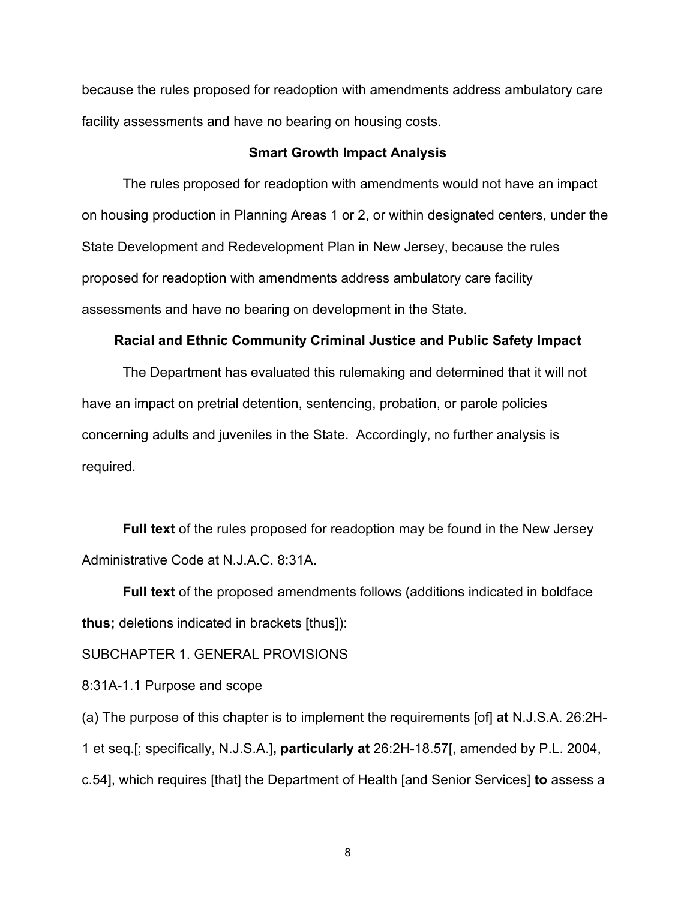because the rules proposed for readoption with amendments address ambulatory care facility assessments and have no bearing on housing costs.

### Smart Growth Impact Analysis

The rules proposed for readoption with amendments would not have an impact on housing production in Planning Areas 1 or 2, or within designated centers, under the State Development and Redevelopment Plan in New Jersey, because the rules proposed for readoption with amendments address ambulatory care facility assessments and have no bearing on development in the State.

### Racial and Ethnic Community Criminal Justice and Public Safety Impact

The Department has evaluated this rulemaking and determined that it will not have an impact on pretrial detention, sentencing, probation, or parole policies concerning adults and juveniles in the State. Accordingly, no further analysis is required.

**Full text** of the rules proposed for readoption may be found in the New Jersey Administrative Code at N.J.A.C. 8:31A.

**Full text** of the proposed amendments follows (additions indicated in boldface **thus;** deletions indicated in brackets [thus]):

SUBCHAPTER 1. GENERAL PROVISIONS

8:31A-1.1 Purpose and scope

(a) The purpose of this chapter is to implement the requirements [of] **at** N.J.S.A. 26:2H-1 et seq.[; specifically, N.J.S.A.]**, particularly at** 26:2H-18.57[, amended by P.L. 2004, c.54], which requires [that] the Department of Health [and Senior Services] **to** assess a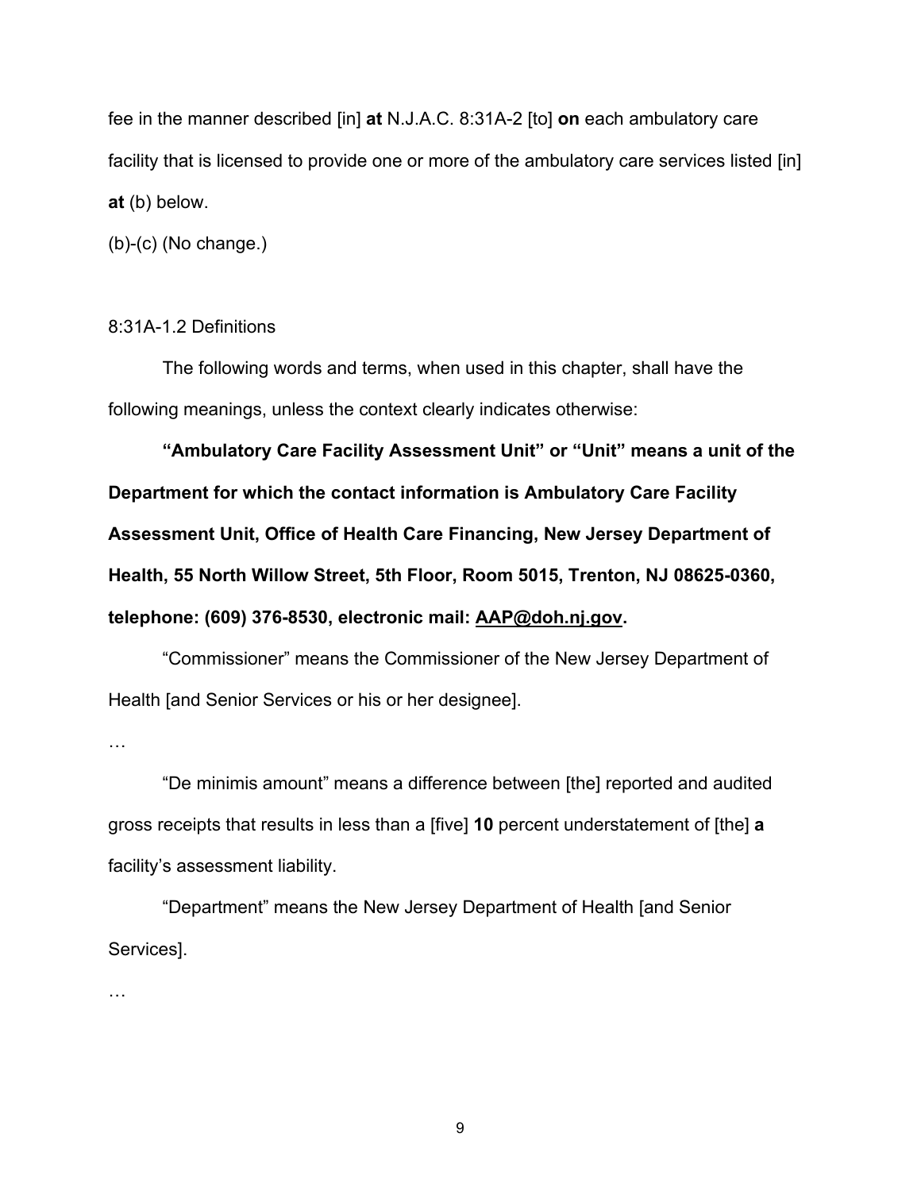fee in the manner described [in] **at** N.J.A.C. 8:31A-2 [to] **on** each ambulatory care facility that is licensed to provide one or more of the ambulatory care services listed [in] **at** (b) below.

(b)-(c) (No change.)

8:31A-1.2 Definitions

The following words and terms, when used in this chapter, shall have the following meanings, unless the context clearly indicates otherwise:

**"Ambulatory Care Facility Assessment Unit" or "Unit" means a unit of the Department for which the contact information is Ambulatory Care Facility Assessment Unit, Office of Health Care Financing, New Jersey Department of Health, 55 North Willow Street, 5th Floor, Room 5015, Trenton, NJ 08625-0360, telephone: (609) 376-8530, electronic mail: AAP@doh.nj.gov.**

"Commissioner" means the Commissioner of the New Jersey Department of Health [and Senior Services or his or her designee].

…

"De minimis amount" means a difference between [the] reported and audited gross receipts that results in less than a [five] **10** percent understatement of [the] **a** facility's assessment liability.

"Department" means the New Jersey Department of Health [and Senior Services].

…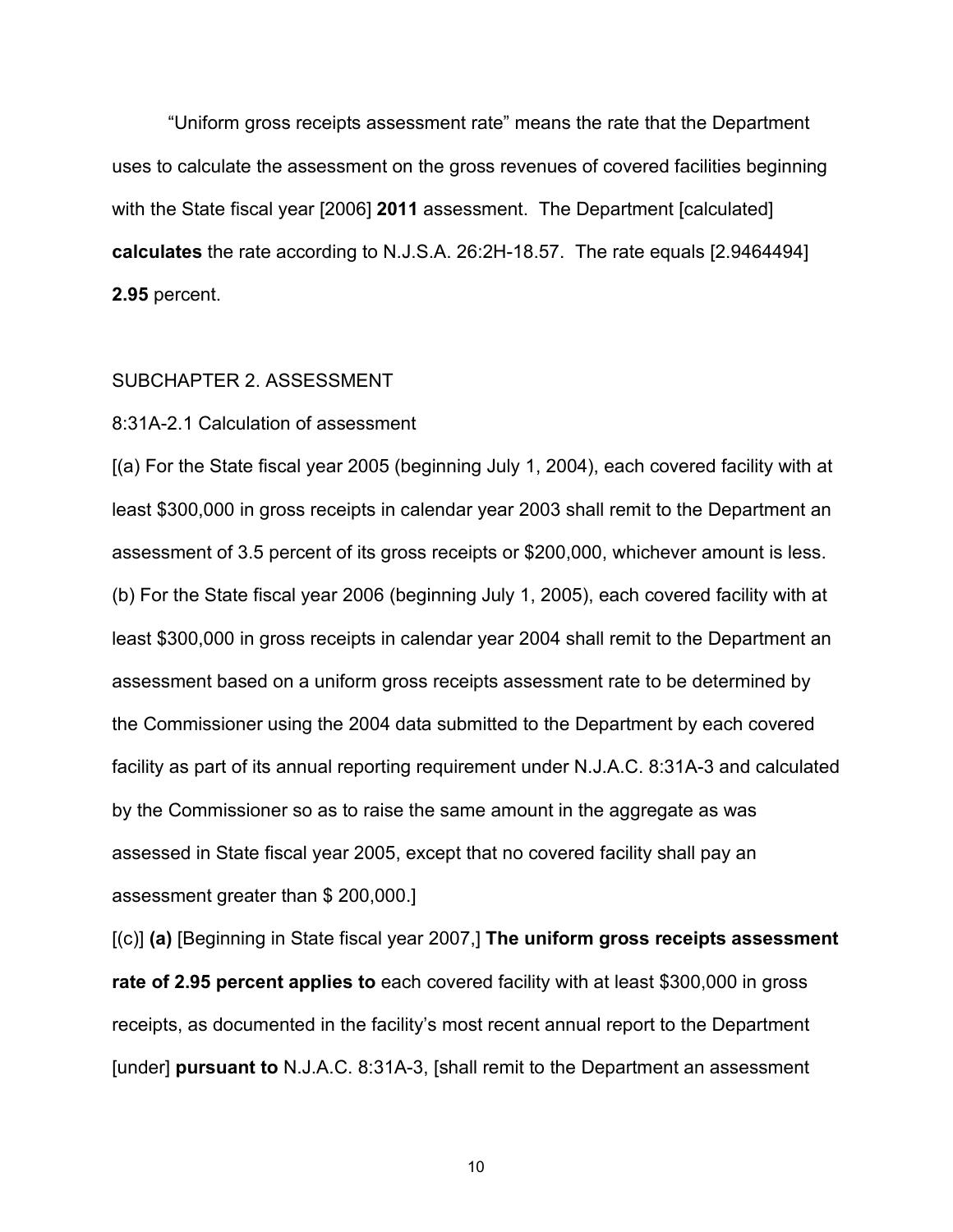"Uniform gross receipts assessment rate" means the rate that the Department uses to calculate the assessment on the gross revenues of covered facilities beginning with the State fiscal year [2006] **2011** assessment. The Department [calculated] **calculates** the rate according to N.J.S.A. 26:2H-18.57. The rate equals [2.9464494] **2.95** percent.

SUBCHAPTER 2. ASSESSMENT

8:31A-2.1 Calculation of assessment

[(a) For the State fiscal year 2005 (beginning July 1, 2004), each covered facility with at least $300,000 in gross receipts in calendar year 2003 shall remit to the Department an assessment of 3.5 percent of its gross receipts or $200,000, whichever amount is less.

(b) For the State fiscal year 2006 (beginning July 1, 2005), each covered facility with at least $300,000 in gross receipts in calendar year 2004 shall remit to the Department an assessment based on a uniform gross receipts assessment rate to be determined by the Commissioner using the 2004 data submitted to the Department by each covered facility as part of its annual reporting requirement under N.J.A.C. 8:31A-3 and calculated by the Commissioner so as to raise the same amount in the aggregate as was assessed in State fiscal year 2005, except that no covered facility shall pay an assessment greater than $ 200,000.]

[(c)] **(a)** [Beginning in State fiscal year 2007,] **The uniform gross receipts assessment rate of 2.95 percent applies to** each covered facility with at least $300,000 in gross receipts, as documented in the facility's most recent annual report to the Department [under] **pursuant to** N.J.A.C. 8:31A-3, [shall remit to the Department an assessment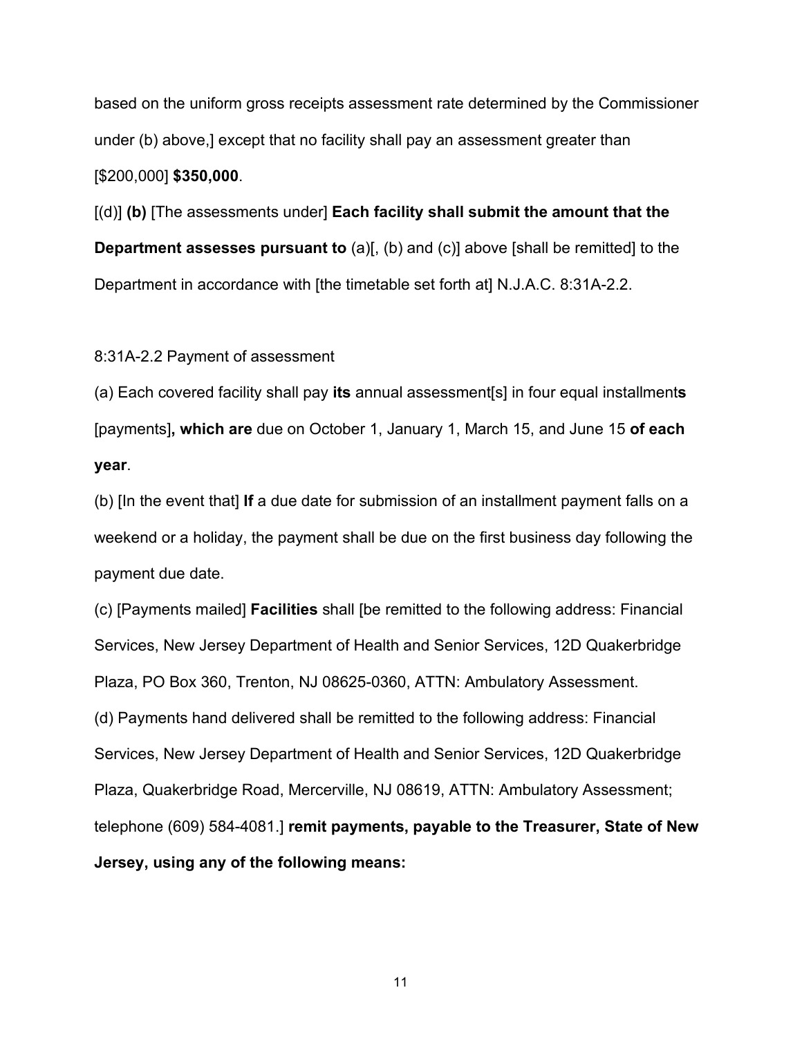based on the uniform gross receipts assessment rate determined by the Commissioner under (b) above,] except that no facility shall pay an assessment greater than [$200,000] **$350,000**.

[(d)] **(b)** [The assessments under] **Each facility shall submit the amount that the Department assesses pursuant to** (a)[, (b) and (c)] above [shall be remitted] to the Department in accordance with [the timetable set forth at] N.J.A.C. 8:31A-2.2.

8:31A-2.2 Payment of assessment

(a) Each covered facility shall pay **its** annual assessment[s] in four equal installment**s** [payments]**, which are** due on October 1, January 1, March 15, and June 15 **of each year**.

(b) [In the event that] **If** a due date for submission of an installment payment falls on a weekend or a holiday, the payment shall be due on the first business day following the payment due date.

(c) [Payments mailed] **Facilities** shall [be remitted to the following address: Financial Services, New Jersey Department of Health and Senior Services, 12D Quakerbridge Plaza, PO Box 360, Trenton, NJ 08625-0360, ATTN: Ambulatory Assessment.

(d) Payments hand delivered shall be remitted to the following address: Financial Services, New Jersey Department of Health and Senior Services, 12D Quakerbridge Plaza, Quakerbridge Road, Mercerville, NJ 08619, ATTN: Ambulatory Assessment; telephone (609) 584-4081.] **remit payments, payable to the Treasurer, State of New Jersey, using any of the following means:**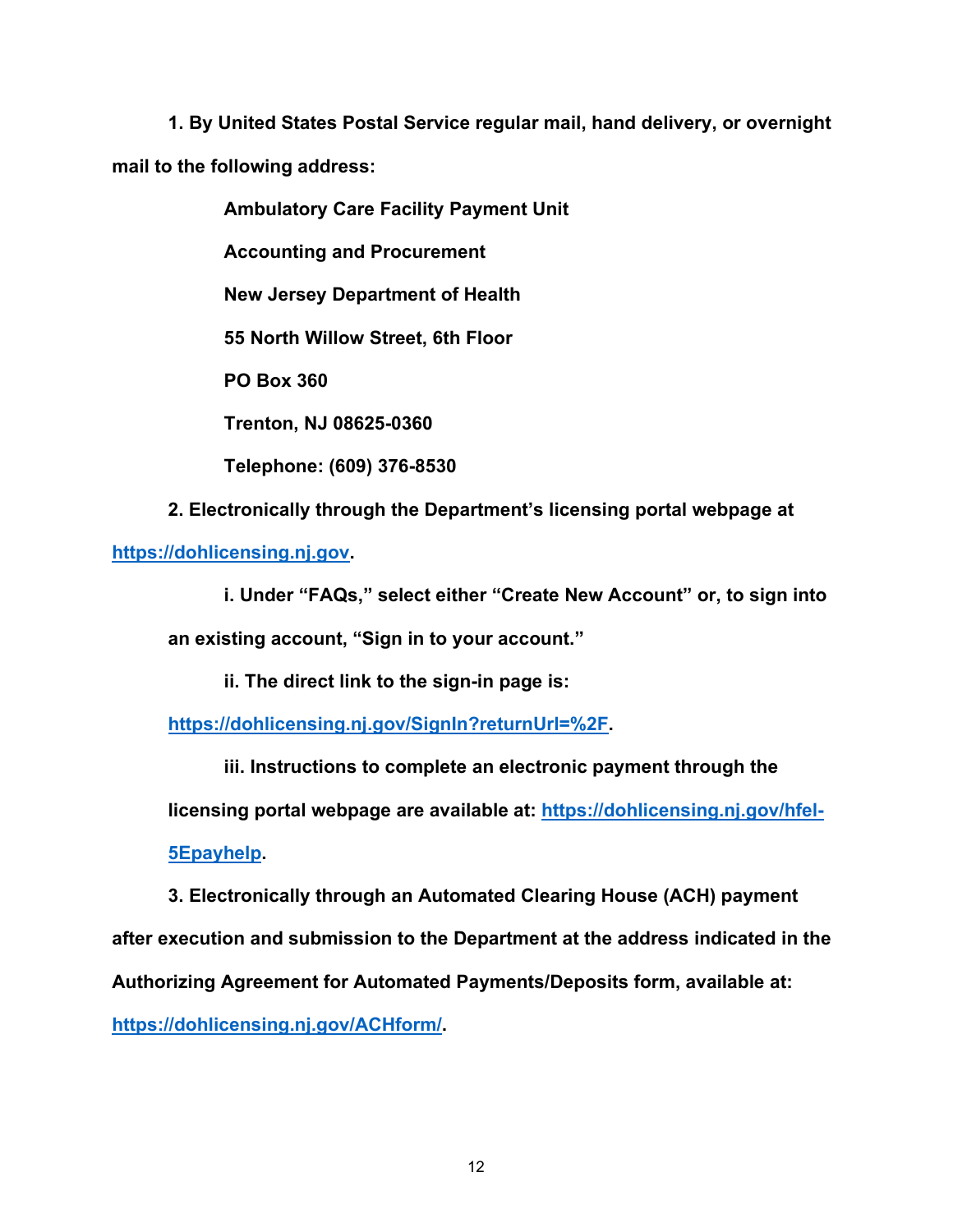**1. By United States Postal Service regular mail, hand delivery, or overnight mail to the following address:**

**Ambulatory Care Facility Payment Unit**

**Accounting and Procurement**

**New Jersey Department of Health**

**55 North Willow Street, 6th Floor**

**PO Box 360**

**Trenton, NJ 08625-0360**

**Telephone: (609) 376-8530**

**2. Electronically through the Department's licensing portal webpage at [https://dohlicensing.nj.gov](https://dohlicensing.nj.gov).**

**i. Under "FAQs," select either "Create New Account" or, to sign into an existing account, "Sign in to your account."**

**ii. The direct link to the sign-in page is: [https://dohlicensing.nj.gov/SignIn?returnUrl=%2F](https://dohlicensing.nj.gov/SignIn?returnUrl=%2F).**

**iii. Instructions to complete an electronic payment through the licensing portal webpage are available at: [https://dohlicensing.nj.gov/hfel-5Epayhelp](https://dohlicensing.nj.gov/hfel-5Epayhelp).**

**3. Electronically through an Automated Clearing House (ACH) payment after execution and submission to the Department at the address indicated in the Authorizing Agreement for Automated Payments/Deposits form, available at: [https://dohlicensing.nj.gov/ACHform/](https://dohlicensing.nj.gov/ACHform/).**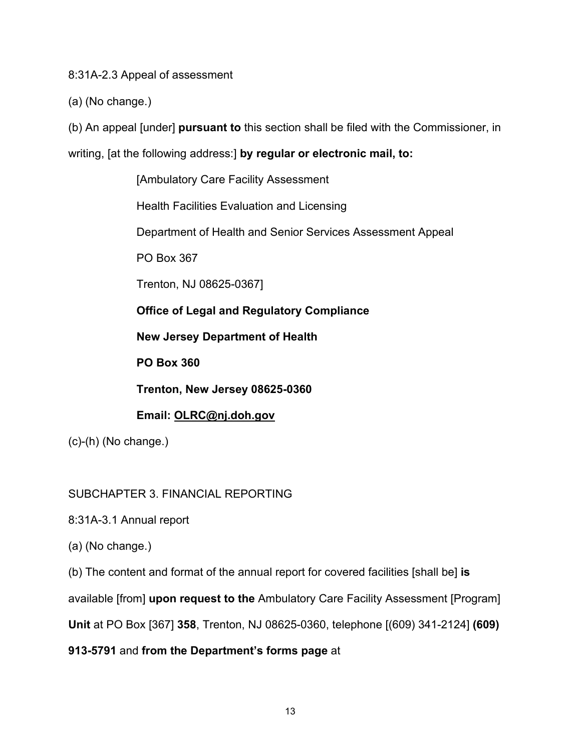8:31A-2.3 Appeal of assessment

(a) (No change.)

(b) An appeal [under] **pursuant to** this section shall be filed with the Commissioner, in writing, [at the following address:] **by regular or electronic mail, to:**

> [Ambulatory Care Facility Assessment
>
> Health Facilities Evaluation and Licensing
>
> Department of Health and Senior Services Assessment Appeal
>
> PO Box 367
>
> Trenton, NJ 08625-0367]
>
> **Office of Legal and Regulatory Compliance**
>
> **New Jersey Department of Health**
>
> **PO Box 360**
>
> **Trenton, New Jersey 08625-0360**
>
> **Email: OLRC@nj.doh.gov**

(c)-(h) (No change.)

SUBCHAPTER 3. FINANCIAL REPORTING

8:31A-3.1 Annual report

(a) (No change.)

(b) The content and format of the annual report for covered facilities [shall be] **is** available [from] **upon request to the** Ambulatory Care Facility Assessment [Program] **Unit** at PO Box [367] **358**, Trenton, NJ 08625-0360, telephone [(609) 341-2124] **(609) 913-5791** and **from the Department's forms page** at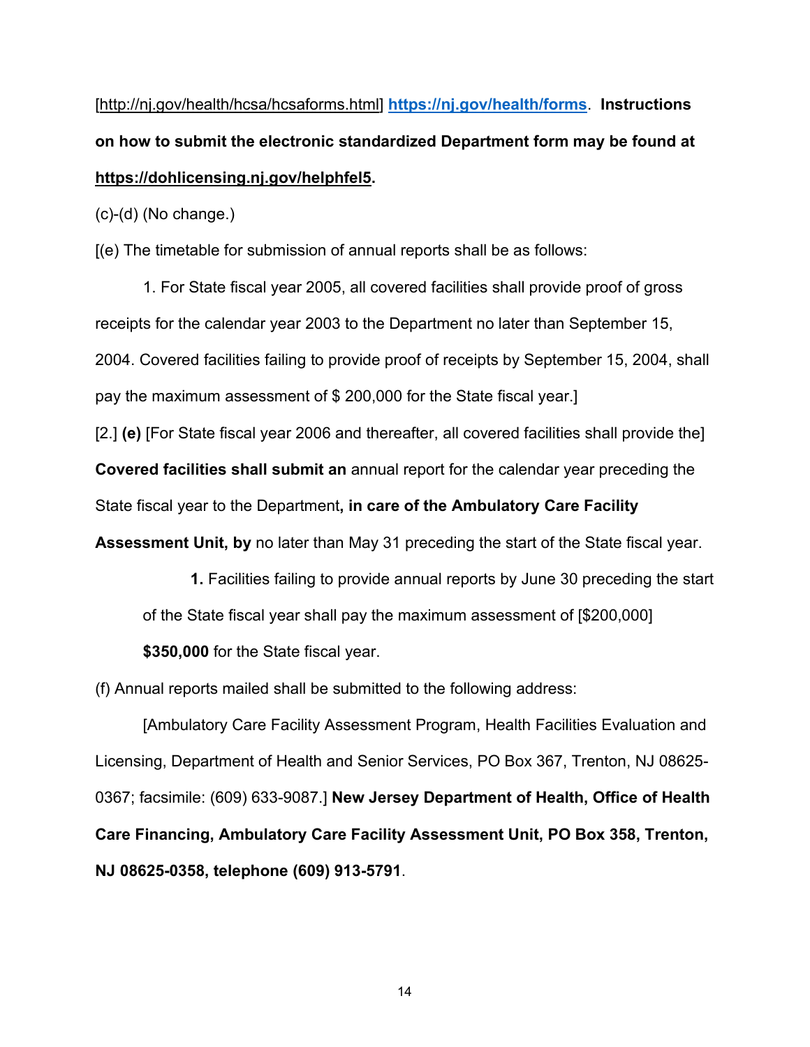[http://nj.gov/health/hcsa/hcsaforms.html] **https://nj.gov/health/forms**. **Instructions on how to submit the electronic standardized Department form may be found at https://dohlicensing.nj.gov/helphfel5.**

(c)-(d) (No change.)

[(e) The timetable for submission of annual reports shall be as follows:

1. For State fiscal year 2005, all covered facilities shall provide proof of gross receipts for the calendar year 2003 to the Department no later than September 15, 2004. Covered facilities failing to provide proof of receipts by September 15, 2004, shall pay the maximum assessment of $ 200,000 for the State fiscal year.]

[2.] **(e)** [For State fiscal year 2006 and thereafter, all covered facilities shall provide the] **Covered facilities shall submit an** annual report for the calendar year preceding the State fiscal year to the Department**, in care of the Ambulatory Care Facility Assessment Unit, by** no later than May 31 preceding the start of the State fiscal year.

**1.** Facilities failing to provide annual reports by June 30 preceding the start of the State fiscal year shall pay the maximum assessment of [$200,000] **$350,000** for the State fiscal year.

(f) Annual reports mailed shall be submitted to the following address:

[Ambulatory Care Facility Assessment Program, Health Facilities Evaluation and Licensing, Department of Health and Senior Services, PO Box 367, Trenton, NJ 08625-0367; facsimile: (609) 633-9087.] **New Jersey Department of Health, Office of Health Care Financing, Ambulatory Care Facility Assessment Unit, PO Box 358, Trenton, NJ 08625-0358, telephone (609) 913-5791**.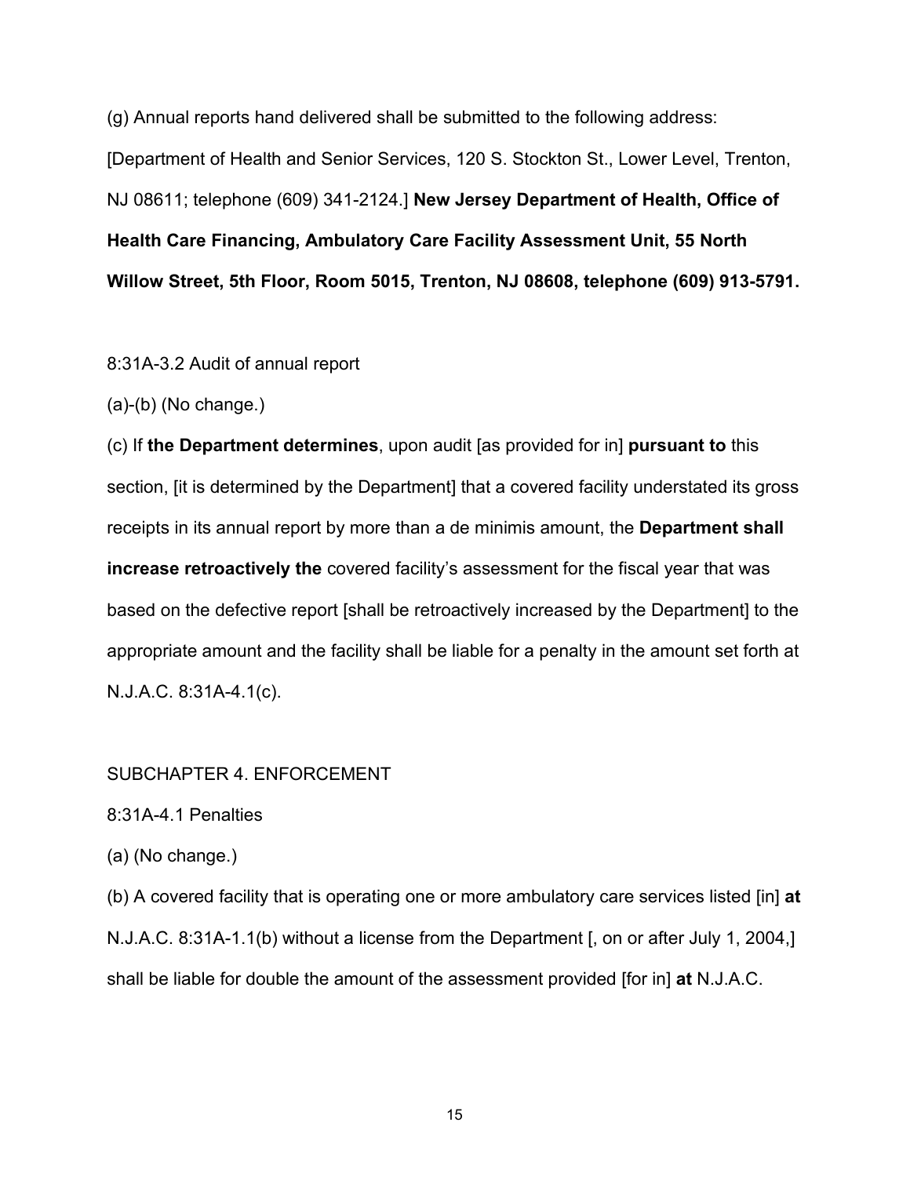(g) Annual reports hand delivered shall be submitted to the following address: [Department of Health and Senior Services, 120 S. Stockton St., Lower Level, Trenton, NJ 08611; telephone (609) 341-2124.] **New Jersey Department of Health, Office of Health Care Financing, Ambulatory Care Facility Assessment Unit, 55 North Willow Street, 5th Floor, Room 5015, Trenton, NJ 08608, telephone (609) 913-5791.**

8:31A-3.2 Audit of annual report

(a)-(b) (No change.)

(c) If **the Department determines**, upon audit [as provided for in] **pursuant to** this section, [it is determined by the Department] that a covered facility understated its gross receipts in its annual report by more than a de minimis amount, the **Department shall increase retroactively the** covered facility's assessment for the fiscal year that was based on the defective report [shall be retroactively increased by the Department] to the appropriate amount and the facility shall be liable for a penalty in the amount set forth at N.J.A.C. 8:31A-4.1(c).

SUBCHAPTER 4. ENFORCEMENT

8:31A-4.1 Penalties

(a) (No change.)

(b) A covered facility that is operating one or more ambulatory care services listed [in] **at** N.J.A.C. 8:31A-1.1(b) without a license from the Department [, on or after July 1, 2004,] shall be liable for double the amount of the assessment provided [for in] **at** N.J.A.C.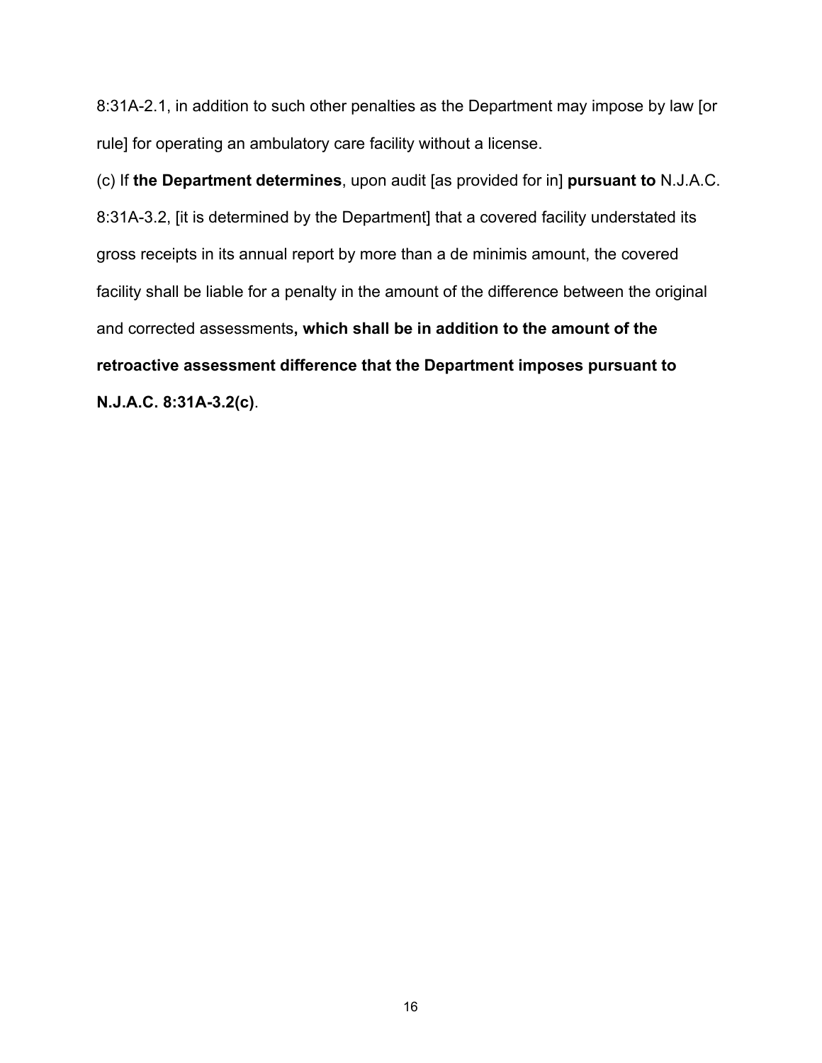8:31A-2.1, in addition to such other penalties as the Department may impose by law [or rule] for operating an ambulatory care facility without a license.

(c) If **the Department determines**, upon audit [as provided for in] **pursuant to** N.J.A.C. 8:31A-3.2, [it is determined by the Department] that a covered facility understated its gross receipts in its annual report by more than a de minimis amount, the covered facility shall be liable for a penalty in the amount of the difference between the original and corrected assessments**, which shall be in addition to the amount of the retroactive assessment difference that the Department imposes pursuant to N.J.A.C. 8:31A-3.2(c)**.